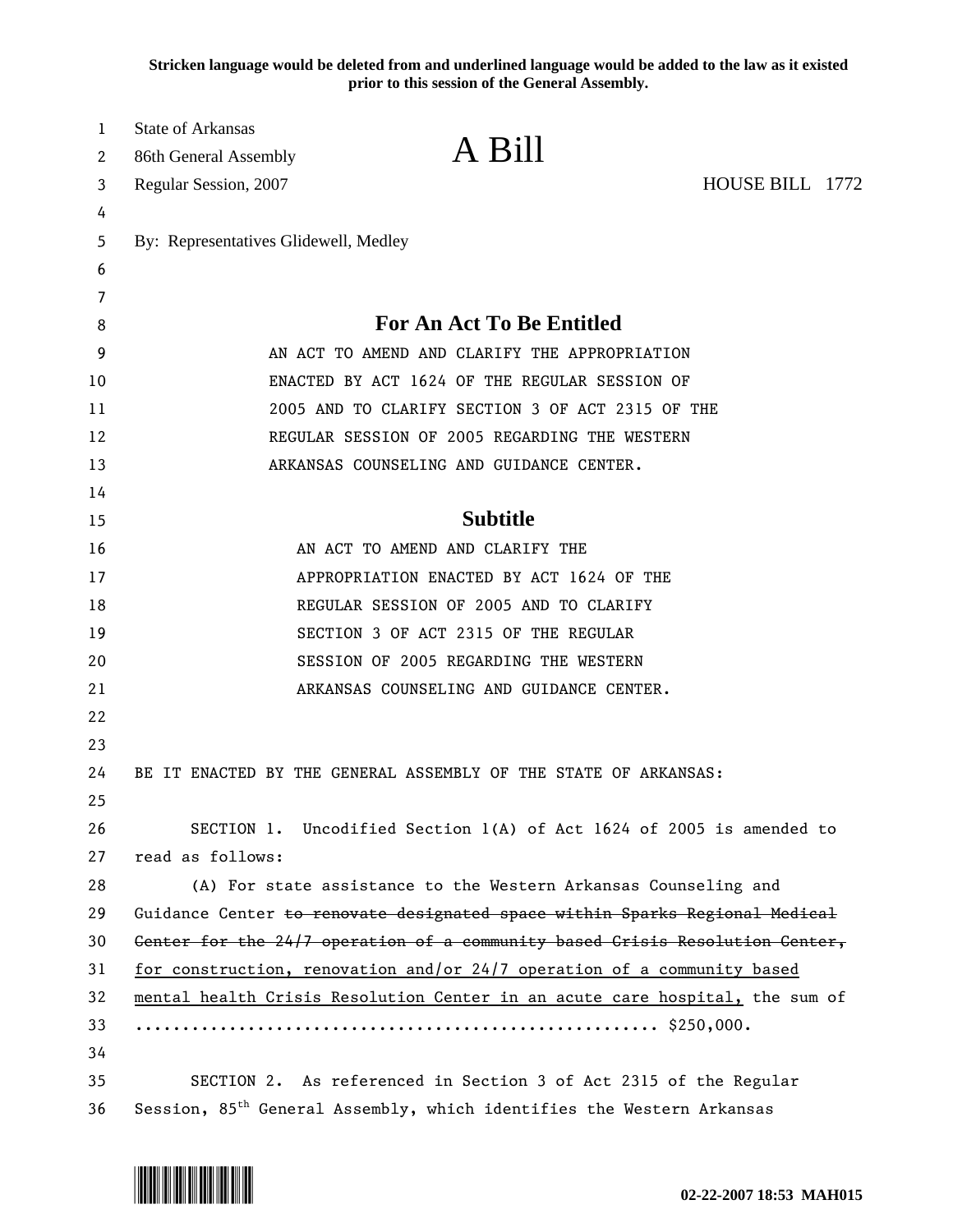**Stricken language would be deleted from and underlined language would be added to the law as it existed prior to this session of the General Assembly.**

State of Arkansas
86th General Assembly
Regular Session, 2007

# A Bill

HOUSE BILL 1772

By: Representatives Glidewell, Medley

## For An Act To Be Entitled

AN ACT TO AMEND AND CLARIFY THE APPROPRIATION ENACTED BY ACT 1624 OF THE REGULAR SESSION OF 2005 AND TO CLARIFY SECTION 3 OF ACT 2315 OF THE REGULAR SESSION OF 2005 REGARDING THE WESTERN ARKANSAS COUNSELING AND GUIDANCE CENTER.

## Subtitle

AN ACT TO AMEND AND CLARIFY THE APPROPRIATION ENACTED BY ACT 1624 OF THE REGULAR SESSION OF 2005 AND TO CLARIFY SECTION 3 OF ACT 2315 OF THE REGULAR SESSION OF 2005 REGARDING THE WESTERN ARKANSAS COUNSELING AND GUIDANCE CENTER.

BE IT ENACTED BY THE GENERAL ASSEMBLY OF THE STATE OF ARKANSAS:

SECTION 1. Uncodified Section 1(A) of Act 1624 of 2005 is amended to read as follows:

(A) For state assistance to the Western Arkansas Counseling and Guidance Center ~~to renovate designated space within Sparks Regional Medical Center for the 24/7 operation of a community based Crisis Resolution Center,~~ <u>for construction, renovation and/or 24/7 operation of a community based mental health Crisis Resolution Center in an acute care hospital,</u> the sum of ........................................................ $250,000.

SECTION 2. As referenced in Section 3 of Act 2315 of the Regular Session, 85th General Assembly, which identifies the Western Arkansas

02-22-2007 18:53 MAH015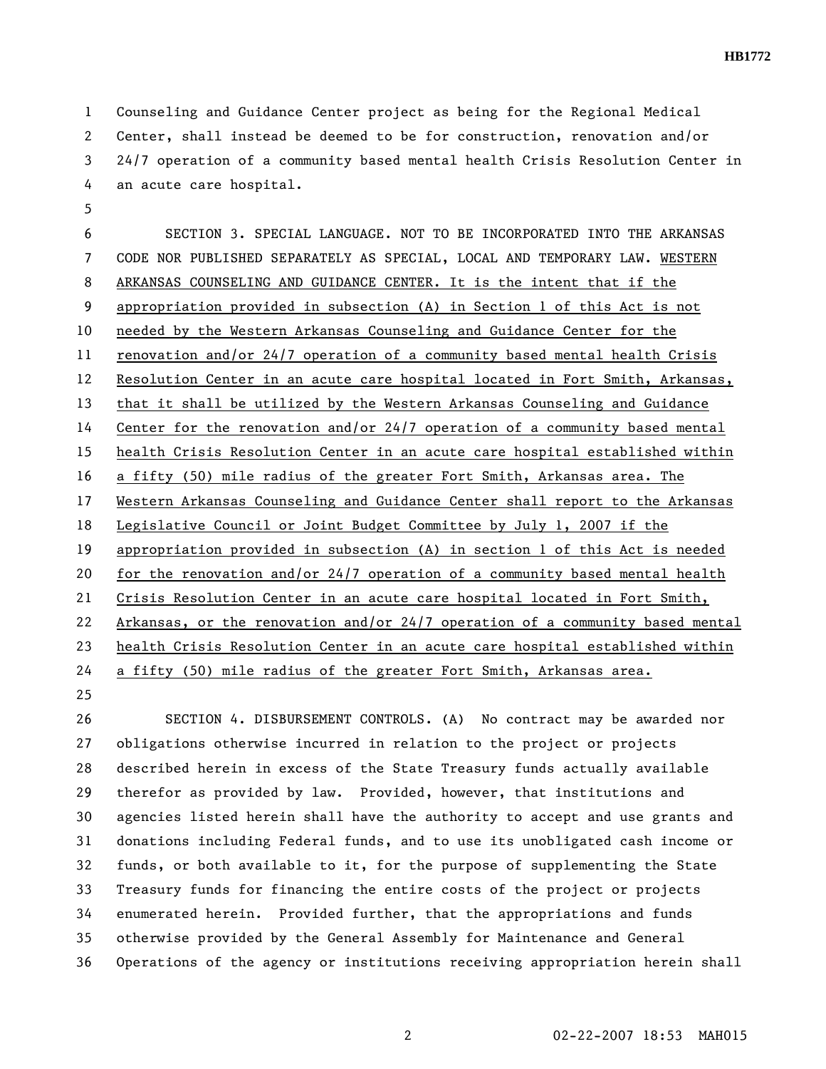Counseling and Guidance Center project as being for the Regional Medical Center, shall instead be deemed to be for construction, renovation and/or 24/7 operation of a community based mental health Crisis Resolution Center in an acute care hospital.

SECTION 3. SPECIAL LANGUAGE. NOT TO BE INCORPORATED INTO THE ARKANSAS CODE NOR PUBLISHED SEPARATELY AS SPECIAL, LOCAL AND TEMPORARY LAW. WESTERN ARKANSAS COUNSELING AND GUIDANCE CENTER. It is the intent that if the appropriation provided in subsection (A) in Section 1 of this Act is not needed by the Western Arkansas Counseling and Guidance Center for the renovation and/or 24/7 operation of a community based mental health Crisis Resolution Center in an acute care hospital located in Fort Smith, Arkansas, that it shall be utilized by the Western Arkansas Counseling and Guidance Center for the renovation and/or 24/7 operation of a community based mental health Crisis Resolution Center in an acute care hospital established within a fifty (50) mile radius of the greater Fort Smith, Arkansas area. The Western Arkansas Counseling and Guidance Center shall report to the Arkansas Legislative Council or Joint Budget Committee by July 1, 2007 if the appropriation provided in subsection (A) in section 1 of this Act is needed for the renovation and/or 24/7 operation of a community based mental health Crisis Resolution Center in an acute care hospital located in Fort Smith, Arkansas, or the renovation and/or 24/7 operation of a community based mental health Crisis Resolution Center in an acute care hospital established within a fifty (50) mile radius of the greater Fort Smith, Arkansas area.

SECTION 4. DISBURSEMENT CONTROLS. (A) No contract may be awarded nor obligations otherwise incurred in relation to the project or projects described herein in excess of the State Treasury funds actually available therefor as provided by law. Provided, however, that institutions and agencies listed herein shall have the authority to accept and use grants and donations including Federal funds, and to use its unobligated cash income or funds, or both available to it, for the purpose of supplementing the State Treasury funds for financing the entire costs of the project or projects enumerated herein. Provided further, that the appropriations and funds otherwise provided by the General Assembly for Maintenance and General Operations of the agency or institutions receiving appropriation herein shall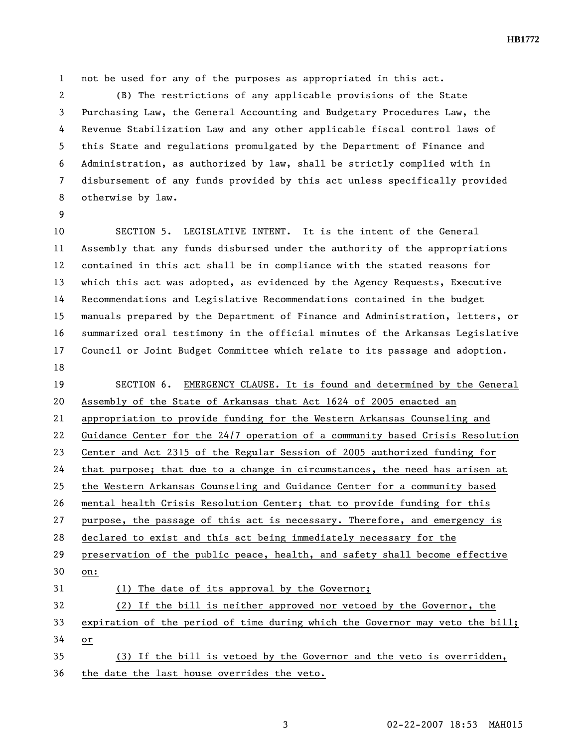not be used for any of the purposes as appropriated in this act.

(B) The restrictions of any applicable provisions of the State Purchasing Law, the General Accounting and Budgetary Procedures Law, the Revenue Stabilization Law and any other applicable fiscal control laws of this State and regulations promulgated by the Department of Finance and Administration, as authorized by law, shall be strictly complied with in disbursement of any funds provided by this act unless specifically provided otherwise by law.

SECTION 5. LEGISLATIVE INTENT. It is the intent of the General Assembly that any funds disbursed under the authority of the appropriations contained in this act shall be in compliance with the stated reasons for which this act was adopted, as evidenced by the Agency Requests, Executive Recommendations and Legislative Recommendations contained in the budget manuals prepared by the Department of Finance and Administration, letters, or summarized oral testimony in the official minutes of the Arkansas Legislative Council or Joint Budget Committee which relate to its passage and adoption.

SECTION 6. EMERGENCY CLAUSE. It is found and determined by the General Assembly of the State of Arkansas that Act 1624 of 2005 enacted an appropriation to provide funding for the Western Arkansas Counseling and Guidance Center for the 24/7 operation of a community based Crisis Resolution Center and Act 2315 of the Regular Session of 2005 authorized funding for that purpose; that due to a change in circumstances, the need has arisen at the Western Arkansas Counseling and Guidance Center for a community based mental health Crisis Resolution Center; that to provide funding for this purpose, the passage of this act is necessary. Therefore, and emergency is declared to exist and this act being immediately necessary for the preservation of the public peace, health, and safety shall become effective on:

(1) The date of its approval by the Governor;

(2) If the bill is neither approved nor vetoed by the Governor, the expiration of the period of time during which the Governor may veto the bill; or

(3) If the bill is vetoed by the Governor and the veto is overridden, the date the last house overrides the veto.